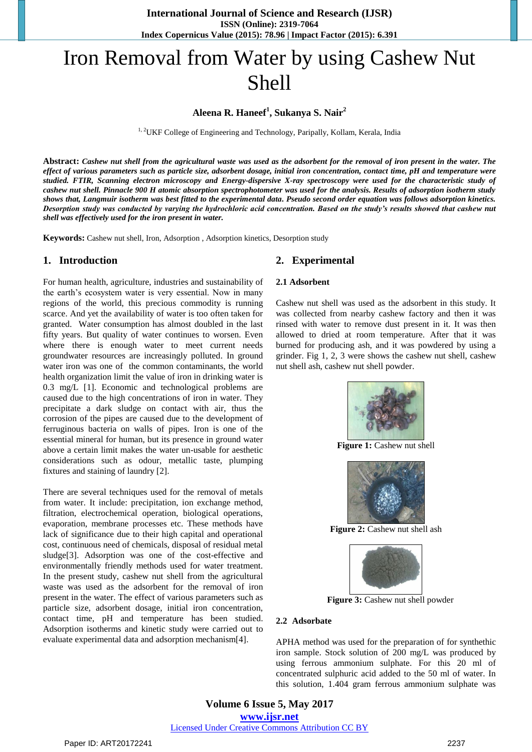# Iron Removal from Water by using Cashew Nut Shell

**Aleena R. Haneef[1], Sukanya S. Nair[2]**

[1, 2]UKF College of Engineering and Technology, Paripally, Kollam, Kerala, India

**Abstract:** ***Cashew nut shell from the agricultural waste was used as the adsorbent for the removal of iron present in the water. The effect of various parameters such as particle size, adsorbent dosage, initial iron concentration, contact time, pH and temperature were studied. FTIR, Scanning electron microscopy and Energy-dispersive X-ray spectroscopy were used for the characteristic study of cashew nut shell. Pinnacle 900 H atomic absorption spectrophotometer was used for the analysis. Results of adsorption isotherm study shows that, Langmuir isotherm was best fitted to the experimental data. Pseudo second order equation was follows adsorption kinetics. Desorption study was conducted by varying the hydrochloric acid concentration. Based on the study's results showed that cashew nut shell was effectively used for the iron present in water.***

**Keywords:** Cashew nut shell, Iron, Adsorption , Adsorption kinetics, Desorption study

## 1. Introduction

For human health, agriculture, industries and sustainability of the earth's ecosystem water is very essential. Now in many regions of the world, this precious commodity is running scarce. And yet the availability of water is too often taken for granted. Water consumption has almost doubled in the last fifty years. But quality of water continues to worsen. Even where there is enough water to meet current needs groundwater resources are increasingly polluted. In ground water iron was one of the common contaminants, the world health organization limit the value of iron in drinking water is 0.3 mg/L [1]. Economic and technological problems are caused due to the high concentrations of iron in water. They precipitate a dark sludge on contact with air, thus the corrosion of the pipes are caused due to the development of ferruginous bacteria on walls of pipes. Iron is one of the essential mineral for human, but its presence in ground water above a certain limit makes the water un-usable for aesthetic considerations such as odour, metallic taste, plumping fixtures and staining of laundry [2].

There are several techniques used for the removal of metals from water. It include: precipitation, ion exchange method, filtration, electrochemical operation, biological operations, evaporation, membrane processes etc. These methods have lack of significance due to their high capital and operational cost, continuous need of chemicals, disposal of residual metal sludge[3]. Adsorption was one of the cost-effective and environmentally friendly methods used for water treatment. In the present study, cashew nut shell from the agricultural waste was used as the adsorbent for the removal of iron present in the water. The effect of various parameters such as particle size, adsorbent dosage, initial iron concentration, contact time, pH and temperature has been studied. Adsorption isotherms and kinetic study were carried out to evaluate experimental data and adsorption mechanism[4].

## 2. Experimental

### 2.1 Adsorbent

Cashew nut shell was used as the adsorbent in this study. It was collected from nearby cashew factory and then it was rinsed with water to remove dust present in it. It was then allowed to dried at room temperature. After that it was burned for producing ash, and it was powdered by using a grinder. Fig 1, 2, 3 were shows the cashew nut shell, cashew nut shell ash, cashew nut shell powder.

**Figure 1:** Cashew nut shell

**Figure 2:** Cashew nut shell ash

**Figure 3:** Cashew nut shell powder

### 2.2 Adsorbate

APHA method was used for the preparation of for synthethic iron sample. Stock solution of 200 mg/L was produced by using ferrous ammonium sulphate. For this 20 ml of concentrated sulphuric acid added to the 50 ml of water. In this solution, 1.404 gram ferrous ammonium sulphate was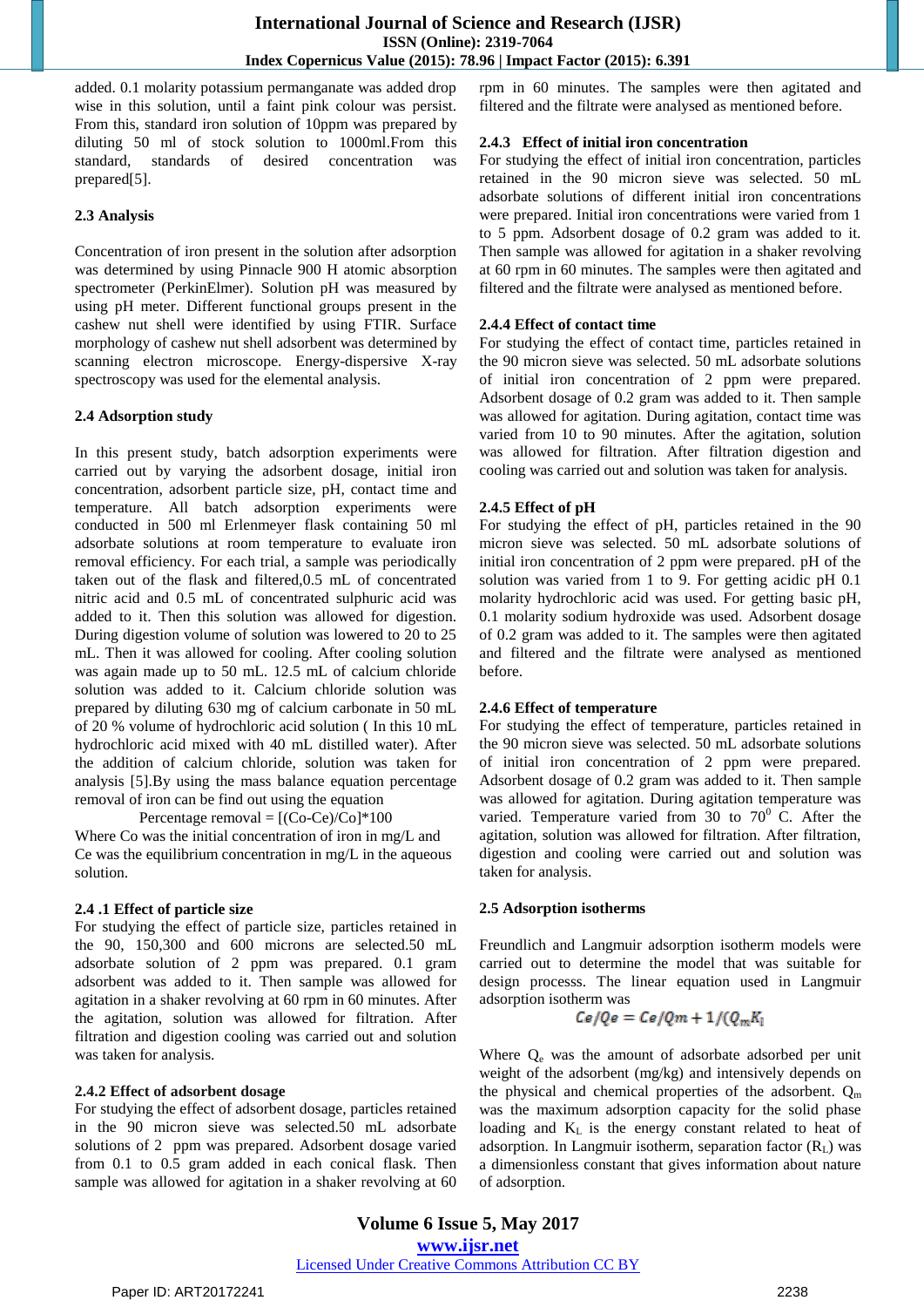added. 0.1 molarity potassium permanganate was added drop wise in this solution, until a faint pink colour was persist. From this, standard iron solution of 10ppm was prepared by diluting 50 ml of stock solution to 1000ml.From this standard, standards of desired concentration was prepared[5].

### 2.3 Analysis

Concentration of iron present in the solution after adsorption was determined by using Pinnacle 900 H atomic absorption spectrometer (PerkinElmer). Solution pH was measured by using pH meter. Different functional groups present in the cashew nut shell were identified by using FTIR. Surface morphology of cashew nut shell adsorbent was determined by scanning electron microscope. Energy-dispersive X-ray spectroscopy was used for the elemental analysis.

### 2.4 Adsorption study

In this present study, batch adsorption experiments were carried out by varying the adsorbent dosage, initial iron concentration, adsorbent particle size, pH, contact time and temperature. All batch adsorption experiments were conducted in 500 ml Erlenmeyer flask containing 50 ml adsorbate solutions at room temperature to evaluate iron removal efficiency. For each trial, a sample was periodically taken out of the flask and filtered,0.5 mL of concentrated nitric acid and 0.5 mL of concentrated sulphuric acid was added to it. Then this solution was allowed for digestion. During digestion volume of solution was lowered to 20 to 25 mL. Then it was allowed for cooling. After cooling solution was again made up to 50 mL. 12.5 mL of calcium chloride solution was added to it. Calcium chloride solution was prepared by diluting 630 mg of calcium carbonate in 50 mL of 20 % volume of hydrochloric acid solution ( In this 10 mL hydrochloric acid mixed with 40 mL distilled water). After the addition of calcium chloride, solution was taken for analysis [5].By using the mass balance equation percentage removal of iron can be find out using the equation

$$\text{Percentage removal} = [(C_o - C_e)/C_o]*100$$

Where Co was the initial concentration of iron in mg/L and Ce was the equilibrium concentration in mg/L in the aqueous solution.

#### 2.4 .1 Effect of particle size

For studying the effect of particle size, particles retained in the 90, 150,300 and 600 microns are selected.50 mL adsorbate solution of 2 ppm was prepared. 0.1 gram adsorbent was added to it. Then sample was allowed for agitation in a shaker revolving at 60 rpm in 60 minutes. After the agitation, solution was allowed for filtration. After filtration and digestion cooling was carried out and solution was taken for analysis.

#### 2.4.2 Effect of adsorbent dosage

For studying the effect of adsorbent dosage, particles retained in the 90 micron sieve was selected.50 mL adsorbate solutions of 2 ppm was prepared. Adsorbent dosage varied from 0.1 to 0.5 gram added in each conical flask. Then sample was allowed for agitation in a shaker revolving at 60 rpm in 60 minutes. The samples were then agitated and filtered and the filtrate were analysed as mentioned before.

#### 2.4.3 Effect of initial iron concentration

For studying the effect of initial iron concentration, particles retained in the 90 micron sieve was selected. 50 mL adsorbate solutions of different initial iron concentrations were prepared. Initial iron concentrations were varied from 1 to 5 ppm. Adsorbent dosage of 0.2 gram was added to it. Then sample was allowed for agitation in a shaker revolving at 60 rpm in 60 minutes. The samples were then agitated and filtered and the filtrate were analysed as mentioned before.

#### 2.4.4 Effect of contact time

For studying the effect of contact time, particles retained in the 90 micron sieve was selected. 50 mL adsorbate solutions of initial iron concentration of 2 ppm were prepared. Adsorbent dosage of 0.2 gram was added to it. Then sample was allowed for agitation. During agitation, contact time was varied from 10 to 90 minutes. After the agitation, solution was allowed for filtration. After filtration digestion and cooling was carried out and solution was taken for analysis.

#### 2.4.5 Effect of pH

For studying the effect of pH, particles retained in the 90 micron sieve was selected. 50 mL adsorbate solutions of initial iron concentration of 2 ppm were prepared. pH of the solution was varied from 1 to 9. For getting acidic pH 0.1 molarity hydrochloric acid was used. For getting basic pH, 0.1 molarity sodium hydroxide was used. Adsorbent dosage of 0.2 gram was added to it. The samples were then agitated and filtered and the filtrate were analysed as mentioned before.

#### 2.4.6 Effect of temperature

For studying the effect of temperature, particles retained in the 90 micron sieve was selected. 50 mL adsorbate solutions of initial iron concentration of 2 ppm were prepared. Adsorbent dosage of 0.2 gram was added to it. Then sample was allowed for agitation. During agitation temperature was varied. Temperature varied from 30 to $70^0$ C. After the agitation, solution was allowed for filtration. After filtration, digestion and cooling were carried out and solution was taken for analysis.

### 2.5 Adsorption isotherms

Freundlich and Langmuir adsorption isotherm models were carried out to determine the model that was suitable for design processs. The linear equation used in Langmuir adsorption isotherm was

$$Ce/Qe = Ce/Qm + 1/(Q_m K_l$$

Where $Q_e$ was the amount of adsorbate adsorbed per unit weight of the adsorbent (mg/kg) and intensively depends on the physical and chemical properties of the adsorbent. $Q_m$ was the maximum adsorption capacity for the solid phase loading and $K_L$ is the energy constant related to heat of adsorption. In Langmuir isotherm, separation factor ($R_L$) was a dimensionless constant that gives information about nature of adsorption.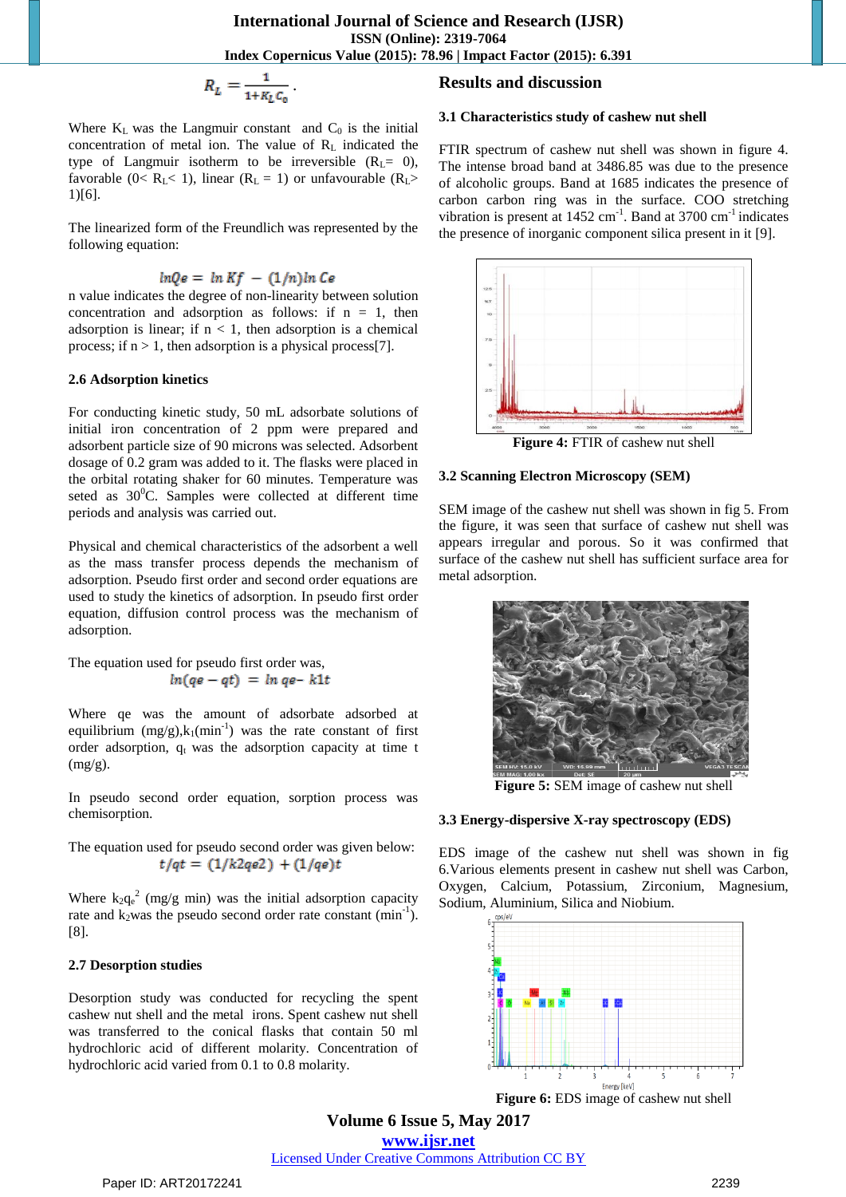$$R_L = \frac{1}{1+K_L C_0}.$$

Where $K_L$ was the Langmuir constant and $C_0$ is the initial concentration of metal ion. The value of $R_L$ indicated the type of Langmuir isotherm to be irreversible ($R_L = 0$), favorable ($0 < R_L < 1$), linear ($R_L = 1$) or unfavourable ($R_L > 1$)[6].

The linearized form of the Freundlich was represented by the following equation:

$$\ln Qe = \ln Kf - (1/n)\ln Ce$$

n value indicates the degree of non-linearity between solution concentration and adsorption as follows: if n = 1, then adsorption is linear; if n < 1, then adsorption is a chemical process; if n > 1, then adsorption is a physical process[7].

### 2.6 Adsorption kinetics

For conducting kinetic study, 50 mL adsorbate solutions of initial iron concentration of 2 ppm were prepared and adsorbent particle size of 90 microns was selected. Adsorbent dosage of 0.2 gram was added to it. The flasks were placed in the orbital rotating shaker for 60 minutes. Temperature was seted as $30^0$C. Samples were collected at different time periods and analysis was carried out.

Physical and chemical characteristics of the adsorbent a well as the mass transfer process depends the mechanism of adsorption. Pseudo first order and second order equations are used to study the kinetics of adsorption. In pseudo first order equation, diffusion control process was the mechanism of adsorption.

The equation used for pseudo first order was,

$$\ln(qe - qt) = \ln qe - k1t$$

Where qe was the amount of adsorbate adsorbed at equilibrium (mg/g),$k_1$(min$^{-1}$) was the rate constant of first order adsorption, $q_t$ was the adsorption capacity at time t (mg/g).

In pseudo second order equation, sorption process was chemisorption.

The equation used for pseudo second order was given below:

$$t/qt = (1/k2qe2) + (1/qe)t$$

Where $k_2q_e^2$ (mg/g min) was the initial adsorption capacity rate and $k_2$was the pseudo second order rate constant (min$^{-1}$). [8].

### 2.7 Desorption studies

Desorption study was conducted for recycling the spent cashew nut shell and the metal irons. Spent cashew nut shell was transferred to the conical flasks that contain 50 ml hydrochloric acid of different molarity. Concentration of hydrochloric acid varied from 0.1 to 0.8 molarity.

## Results and discussion

### 3.1 Characteristics study of cashew nut shell

FTIR spectrum of cashew nut shell was shown in figure 4. The intense broad band at 3486.85 was due to the presence of alcoholic groups. Band at 1685 indicates the presence of carbon carbon ring was in the surface. COO stretching vibration is present at 1452 cm$^{-1}$. Band at 3700 cm$^{-1}$ indicates the presence of inorganic component silica present in it [9].

**Figure 4:** FTIR of cashew nut shell

### 3.2 Scanning Electron Microscopy (SEM)

SEM image of the cashew nut shell was shown in fig 5. From the figure, it was seen that surface of cashew nut shell was appears irregular and porous. So it was confirmed that surface of the cashew nut shell has sufficient surface area for metal adsorption.

**Figure 5:** SEM image of cashew nut shell

### 3.3 Energy-dispersive X-ray spectroscopy (EDS)

EDS image of the cashew nut shell was shown in fig 6.Various elements present in cashew nut shell was Carbon, Oxygen, Calcium, Potassium, Zirconium, Magnesium, Sodium, Aluminium, Silica and Niobium.

**Figure 6:** EDS image of cashew nut shell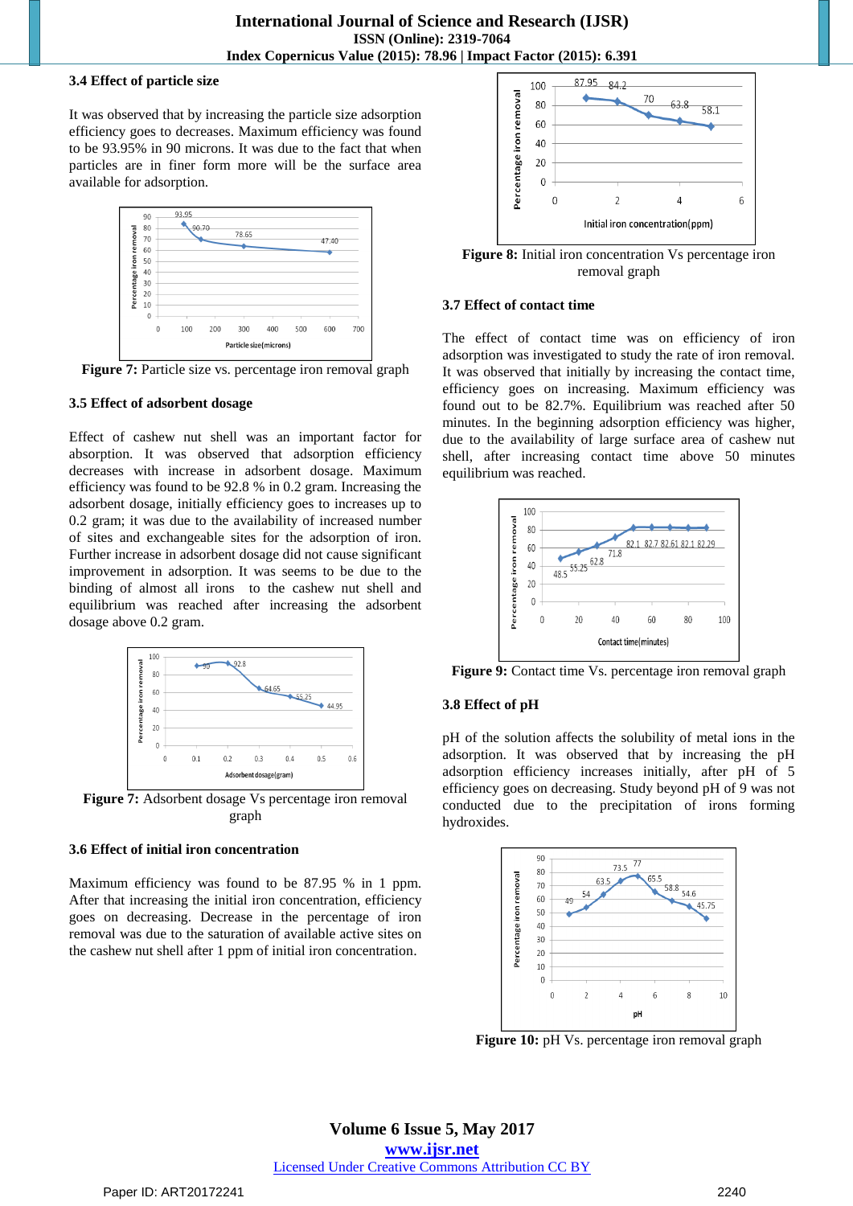### 3.4 Effect of particle size

It was observed that by increasing the particle size adsorption efficiency goes to decreases. Maximum efficiency was found to be 93.95% in 90 microns. It was due to the fact that when particles are in finer form more will be the surface area available for adsorption.

**Figure 7:** Particle size vs. percentage iron removal graph

### 3.5 Effect of adsorbent dosage

Effect of cashew nut shell was an important factor for absorption. It was observed that adsorption efficiency decreases with increase in adsorbent dosage. Maximum efficiency was found to be 92.8 % in 0.2 gram. Increasing the adsorbent dosage, initially efficiency goes to increases up to 0.2 gram; it was due to the availability of increased number of sites and exchangeable sites for the adsorption of iron. Further increase in adsorbent dosage did not cause significant improvement in adsorption. It was seems to be due to the binding of almost all irons to the cashew nut shell and equilibrium was reached after increasing the adsorbent dosage above 0.2 gram.

**Figure 7:** Adsorbent dosage Vs percentage iron removal graph

### 3.6 Effect of initial iron concentration

Maximum efficiency was found to be 87.95 % in 1 ppm. After that increasing the initial iron concentration, efficiency goes on decreasing. Decrease in the percentage of iron removal was due to the saturation of available active sites on the cashew nut shell after 1 ppm of initial iron concentration.

**Figure 8:** Initial iron concentration Vs percentage iron removal graph

### 3.7 Effect of contact time

The effect of contact time was on efficiency of iron adsorption was investigated to study the rate of iron removal. It was observed that initially by increasing the contact time, efficiency goes on increasing. Maximum efficiency was found out to be 82.7%. Equilibrium was reached after 50 minutes. In the beginning adsorption efficiency was higher, due to the availability of large surface area of cashew nut shell, after increasing contact time above 50 minutes equilibrium was reached.

**Figure 9:** Contact time Vs. percentage iron removal graph

### 3.8 Effect of pH

pH of the solution affects the solubility of metal ions in the adsorption. It was observed that by increasing the pH adsorption efficiency increases initially, after pH of 5 efficiency goes on decreasing. Study beyond pH of 9 was not conducted due to the precipitation of irons forming hydroxides.

**Figure 10:** pH Vs. percentage iron removal graph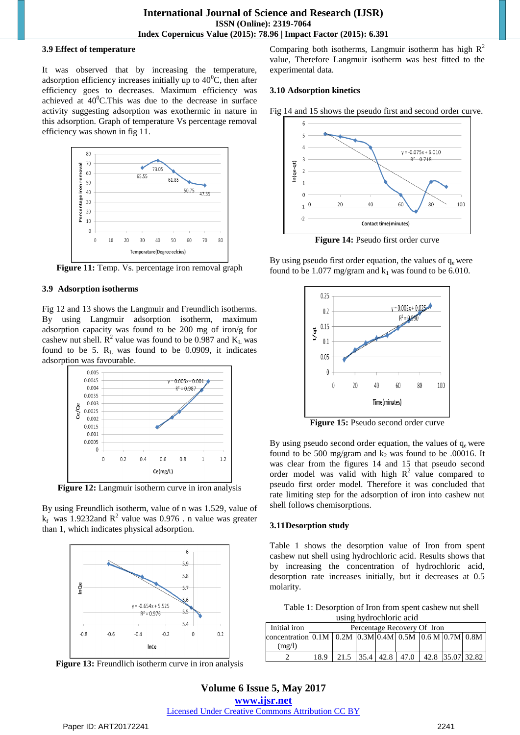### 3.9 Effect of temperature

It was observed that by increasing the temperature, adsorption efficiency increases initially up to $40^0$C, then after efficiency goes to decreases. Maximum efficiency was achieved at $40^0$C.This was due to the decrease in surface activity suggesting adsorption was exothermic in nature in this adsorption. Graph of temperature Vs percentage removal efficiency was shown in fig 11.

**Figure 11:** Temp. Vs. percentage iron removal graph

### 3.9 Adsorption isotherms

Fig 12 and 13 shows the Langmuir and Freundlich isotherms. By using Langmuir adsorption isotherm, maximum adsorption capacity was found to be 200 mg of iron/g for cashew nut shell. $R^2$ value was found to be 0.987 and $K_L$ was found to be 5. $R_L$ was found to be 0.0909, it indicates adsorption was favourable.

**Figure 12:** Langmuir isotherm curve in iron analysis

By using Freundlich isotherm, value of n was 1.529, value of $k_f$ was 1.9232and $R^2$ value was 0.976 . n value was greater than 1, which indicates physical adsorption.

**Figure 13:** Freundlich isotherm curve in iron analysis

Comparing both isotherms, Langmuir isotherm has high $R^2$ value, Therefore Langmuir isotherm was best fitted to the experimental data.

### 3.10 Adsorption kinetics

Fig 14 and 15 shows the pseudo first and second order curve.

**Figure 14:** Pseudo first order curve

By using pseudo first order equation, the values of $q_e$ were found to be 1.077 mg/gram and $k_1$ was found to be 6.010.

**Figure 15:** Pseudo second order curve

By using pseudo second order equation, the values of $q_e$ were found to be 500 mg/gram and $k_2$ was found to be .00016. It was clear from the figures 14 and 15 that pseudo second order model was valid with high $R^2$ value compared to pseudo first order model. Therefore it was concluded that rate limiting step for the adsorption of iron into cashew nut shell follows chemisorptions.

### 3.11Desorption study

Table 1 shows the desorption value of Iron from spent cashew nut shell using hydrochloric acid. Results shows that by increasing the concentration of hydrochloric acid, desorption rate increases initially, but it decreases at 0.5 molarity.

Table 1: Desorption of Iron from spent cashew nut shell using hydrochloric acid

| Initial iron concentration (mg/l) | Percentage Recovery Of Iron | | | | | | | |
|---|---|---|---|---|---|---|---|---|
| | 0.1M | 0.2M | 0.3M | 0.4M | 0.5M | 0.6 M | 0.7M | 0.8M |
| 2 | 18.9 | 21.5 | 35.4 | 42.8 | 47.0 | 42.8 | 35.07 | 32.82 |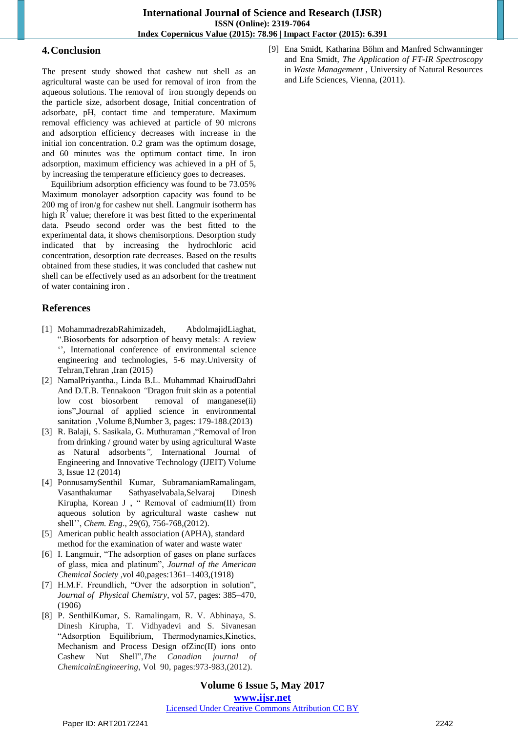## 4. Conclusion

The present study showed that cashew nut shell as an agricultural waste can be used for removal of iron from the aqueous solutions. The removal of iron strongly depends on the particle size, adsorbent dosage, Initial concentration of adsorbate, pH, contact time and temperature. Maximum removal efficiency was achieved at particle of 90 microns and adsorption efficiency decreases with increase in the initial ion concentration. 0.2 gram was the optimum dosage, and 60 minutes was the optimum contact time. In iron adsorption, maximum efficiency was achieved in a pH of 5, by increasing the temperature efficiency goes to decreases.

Equilibrium adsorption efficiency was found to be 73.05% Maximum monolayer adsorption capacity was found to be 200 mg of iron/g for cashew nut shell. Langmuir isotherm has high $R^2$ value; therefore it was best fitted to the experimental data. Pseudo second order was the best fitted to the experimental data, it shows chemisorptions. Desorption study indicated that by increasing the hydrochloric acid concentration, desorption rate decreases. Based on the results obtained from these studies, it was concluded that cashew nut shell can be effectively used as an adsorbent for the treatment of water containing iron .

## References

[1] MohammadrezabRahimizadeh, AbdolmajidLiaghat, ".Biosorbents for adsorption of heavy metals: A review '', International conference of environmental science engineering and technologies, 5-6 may.University of Tehran,Tehran ,Iran (2015)

[2] NamalPriyantha., Linda B.L. Muhammad KhairudDahri And D.T.B. Tennakoon "Dragon fruit skin as a potential low cost biosorbent removal of manganese(ii) ions",Journal of applied science in environmental sanitation ,Volume 8,Number 3, pages: 179-188.(2013)

[3] R. Balaji, S. Sasikala, G. Muthuraman ,"Removal of Iron from drinking / ground water by using agricultural Waste as Natural adsorbents", International Journal of Engineering and Innovative Technology (IJEIT) Volume 3, Issue 12 (2014)

[4] PonnusamySenthil Kumar, SubramaniamRamalingam, Vasanthakumar Sathyaselvabala,Selvaraj Dinesh Kirupha, Korean J , " Removal of cadmium(II) from aqueous solution by agricultural waste cashew nut shell'', *Chem. Eng*., 29(6), 756-768,(2012).

[5] American public health association (APHA), standard method for the examination of water and waste water

[6] I. Langmuir, "The adsorption of gases on plane surfaces of glass, mica and platinum", *Journal of the American Chemical Society* ,vol 40,pages:1361–1403,(1918)

[7] H.M.F. Freundlich, "Over the adsorption in solution", *Journal of Physical Chemistry*, vol 57, pages: 385–470, (1906)

[8] P. SenthilKumar, S. Ramalingam, R. V. Abhinaya, S. Dinesh Kirupha, T. Vidhyadevi and S. Sivanesan "Adsorption Equilibrium, Thermodynamics,Kinetics, Mechanism and Process Design ofZinc(II) ions onto Cashew Nut Shell",*The Canadian journal of ChemicalnEngineering*, Vol 90, pages:973-983,(2012).

[9] Ena Smidt, Katharina Böhm and Manfred Schwanninger and Ena Smidt, *The Application of FT-IR Spectroscopy* in *Waste Management* , University of Natural Resources and Life Sciences, Vienna, (2011).